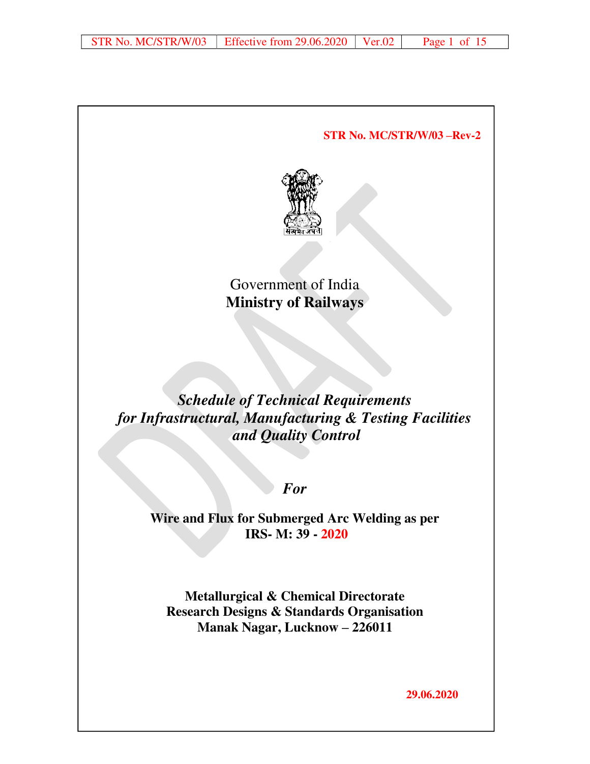**STR No. MC/STR/W/03 –Rev-2**

सत्यमेव जयते

Government of India
**Ministry of Railways**

# *Schedule of Technical Requirements for Infrastructural, Manufacturing & Testing Facilities and Quality Control*

***For***

**Wire and Flux for Submerged Arc Welding as per IRS- M: 39 - 2020**

**Metallurgical & Chemical Directorate**
**Research Designs & Standards Organisation**
**Manak Nagar, Lucknow – 226011**

**29.06.2020**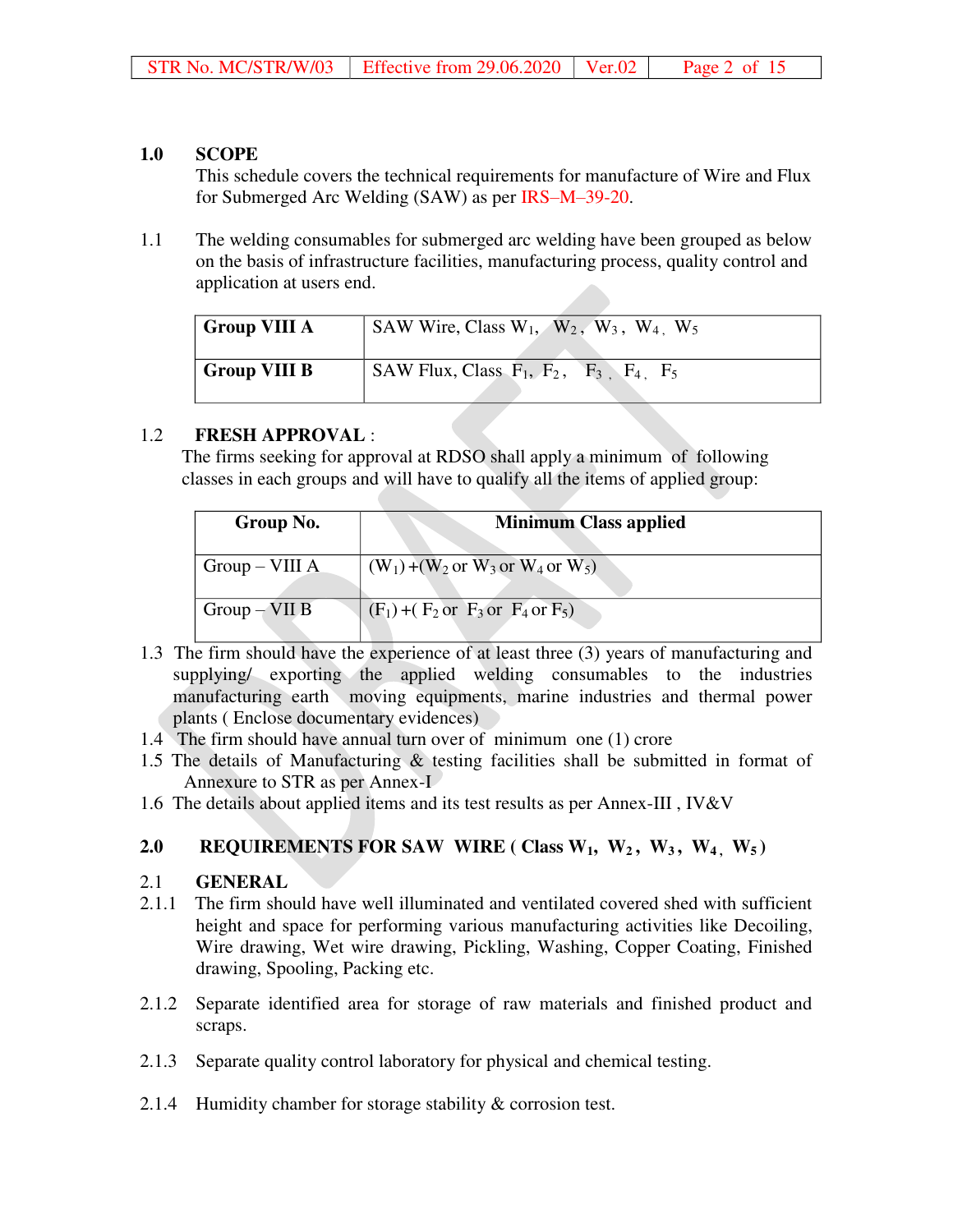## 1.0 SCOPE

This schedule covers the technical requirements for manufacture of Wire and Flux for Submerged Arc Welding (SAW) as per IRS–M–39-20.

1.1 The welding consumables for submerged arc welding have been grouped as below on the basis of infrastructure facilities, manufacturing process, quality control and application at users end.

| Group VIII A | SAW Wire, Class $W_1$, $W_2$, $W_3$, $W_4$, $W_5$ |
|---|---|
| **Group VIII B** | SAW Flux, Class $F_1$, $F_2$, $F_3$, $F_4$, $F_5$ |

1.2 **FRESH APPROVAL** :

The firms seeking for approval at RDSO shall apply a minimum of following classes in each groups and will have to qualify all the items of applied group:

| Group No. | Minimum Class applied |
|---|---|
| Group – VIII A | ($W_1$) +($W_2$ or $W_3$ or $W_4$ or $W_5$) |
| Group – VII B | ($F_1$) +( $F_2$ or $F_3$ or $F_4$ or $F_5$) |

1.3 The firm should have the experience of at least three (3) years of manufacturing and supplying/ exporting the applied welding consumables to the industries manufacturing earth moving equipments, marine industries and thermal power plants ( Enclose documentary evidences)

1.4 The firm should have annual turn over of minimum one (1) crore

1.5 The details of Manufacturing & testing facilities shall be submitted in format of Annexure to STR as per Annex-I

1.6 The details about applied items and its test results as per Annex-III , IV&V

## 2.0 REQUIREMENTS FOR SAW WIRE ( Class $W_1$, $W_2$, $W_3$, $W_4$, $W_5$ )

### 2.1 GENERAL

2.1.1 The firm should have well illuminated and ventilated covered shed with sufficient height and space for performing various manufacturing activities like Decoiling, Wire drawing, Wet wire drawing, Pickling, Washing, Copper Coating, Finished drawing, Spooling, Packing etc.

2.1.2 Separate identified area for storage of raw materials and finished product and scraps.

2.1.3 Separate quality control laboratory for physical and chemical testing.

2.1.4 Humidity chamber for storage stability & corrosion test.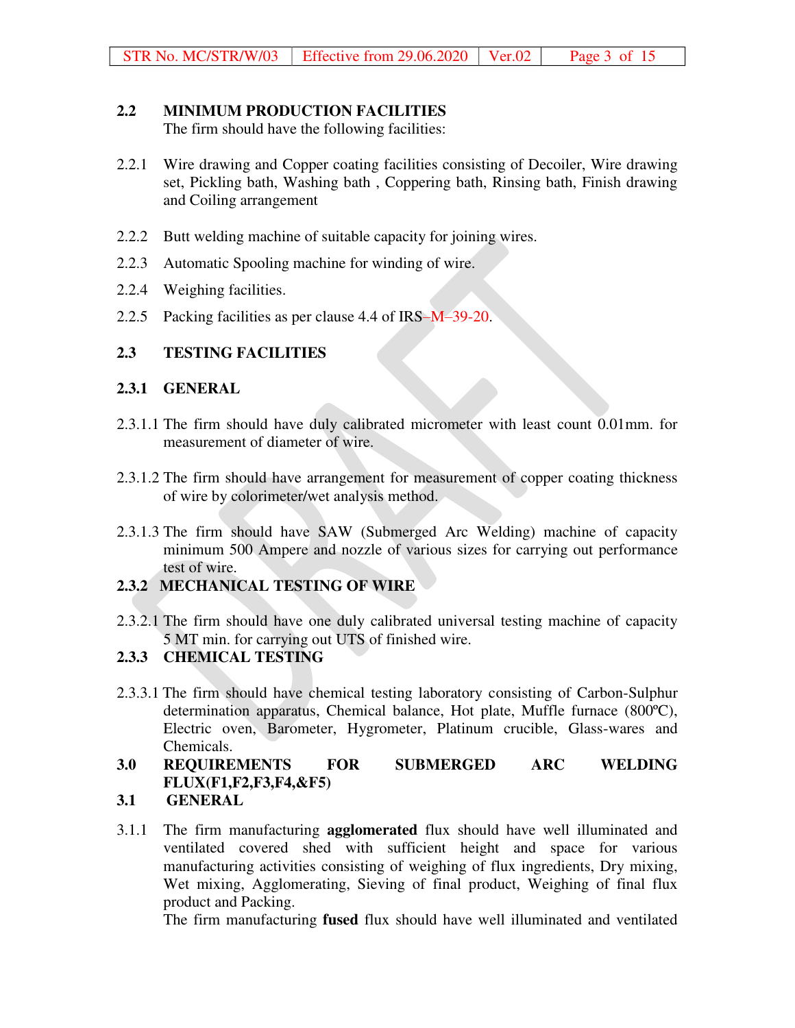## 2.2 MINIMUM PRODUCTION FACILITIES

The firm should have the following facilities:

2.2.1 Wire drawing and Copper coating facilities consisting of Decoiler, Wire drawing set, Pickling bath, Washing bath , Coppering bath, Rinsing bath, Finish drawing and Coiling arrangement

2.2.2 Butt welding machine of suitable capacity for joining wires.

2.2.3 Automatic Spooling machine for winding of wire.

2.2.4 Weighing facilities.

2.2.5 Packing facilities as per clause 4.4 of IRS–M–39-20.

## 2.3 TESTING FACILITIES

### 2.3.1 GENERAL

2.3.1.1 The firm should have duly calibrated micrometer with least count 0.01mm. for measurement of diameter of wire.

2.3.1.2 The firm should have arrangement for measurement of copper coating thickness of wire by colorimeter/wet analysis method.

2.3.1.3 The firm should have SAW (Submerged Arc Welding) machine of capacity minimum 500 Ampere and nozzle of various sizes for carrying out performance test of wire.

### 2.3.2 MECHANICAL TESTING OF WIRE

2.3.2.1 The firm should have one duly calibrated universal testing machine of capacity 5 MT min. for carrying out UTS of finished wire.

### 2.3.3 CHEMICAL TESTING

2.3.3.1 The firm should have chemical testing laboratory consisting of Carbon-Sulphur determination apparatus, Chemical balance, Hot plate, Muffle furnace (800ºC), Electric oven, Barometer, Hygrometer, Platinum crucible, Glass-wares and Chemicals.

## 3.0 REQUIREMENTS FOR SUBMERGED ARC WELDING FLUX(F1,F2,F3,F4,&F5)

## 3.1 GENERAL

3.1.1 The firm manufacturing **agglomerated** flux should have well illuminated and ventilated covered shed with sufficient height and space for various manufacturing activities consisting of weighing of flux ingredients, Dry mixing, Wet mixing, Agglomerating, Sieving of final product, Weighing of final flux product and Packing.

The firm manufacturing **fused** flux should have well illuminated and ventilated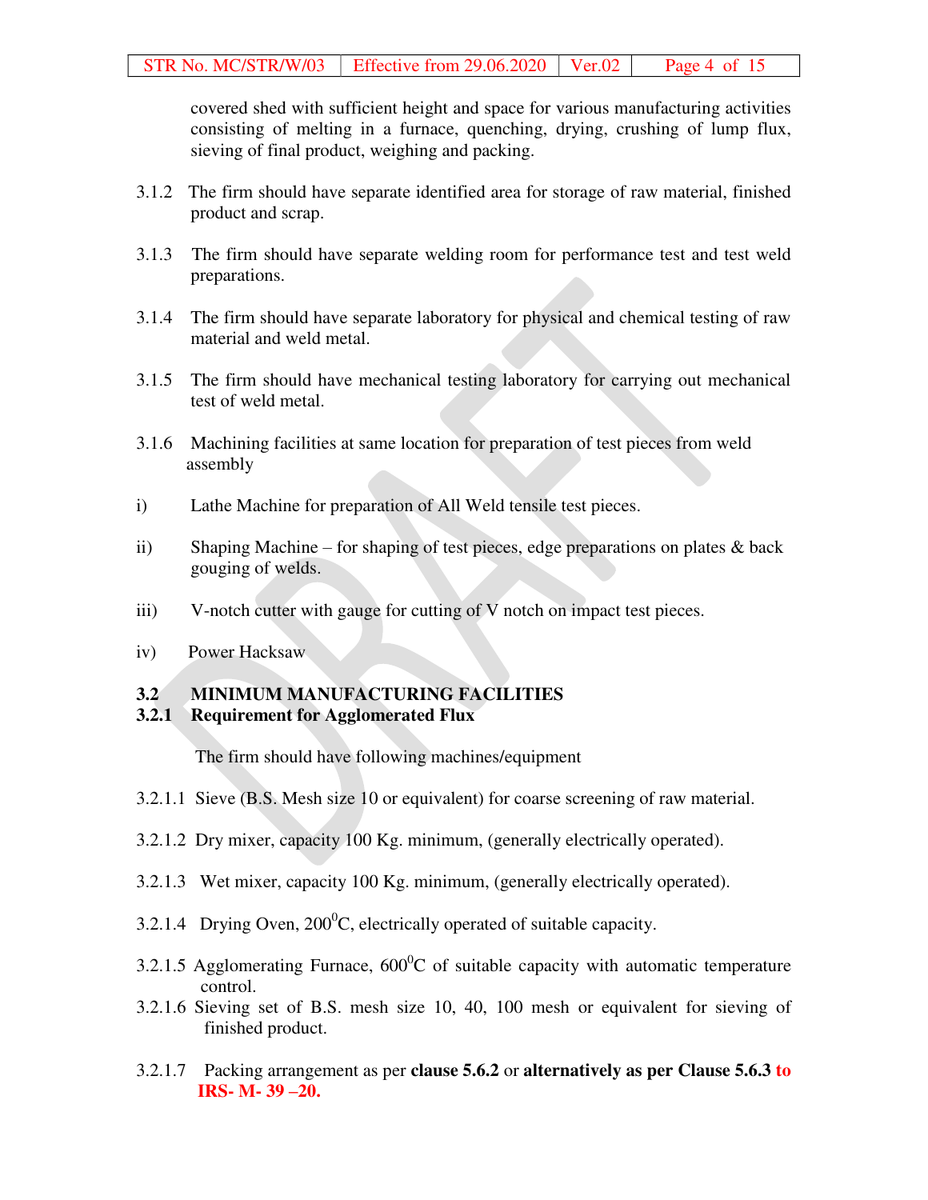covered shed with sufficient height and space for various manufacturing activities consisting of melting in a furnace, quenching, drying, crushing of lump flux, sieving of final product, weighing and packing.

3.1.2 The firm should have separate identified area for storage of raw material, finished product and scrap.

3.1.3 The firm should have separate welding room for performance test and test weld preparations.

3.1.4 The firm should have separate laboratory for physical and chemical testing of raw material and weld metal.

3.1.5 The firm should have mechanical testing laboratory for carrying out mechanical test of weld metal.

3.1.6 Machining facilities at same location for preparation of test pieces from weld assembly

i) Lathe Machine for preparation of All Weld tensile test pieces.

ii) Shaping Machine – for shaping of test pieces, edge preparations on plates & back gouging of welds.

iii) V-notch cutter with gauge for cutting of V notch on impact test pieces.

iv) Power Hacksaw

**3.2 MINIMUM MANUFACTURING FACILITIES**

**3.2.1 Requirement for Agglomerated Flux**

The firm should have following machines/equipment

3.2.1.1 Sieve (B.S. Mesh size 10 or equivalent) for coarse screening of raw material.

3.2.1.2 Dry mixer, capacity 100 Kg. minimum, (generally electrically operated).

3.2.1.3 Wet mixer, capacity 100 Kg. minimum, (generally electrically operated).

3.2.1.4 Drying Oven, $200^0$C, electrically operated of suitable capacity.

3.2.1.5 Agglomerating Furnace, $600^0$C of suitable capacity with automatic temperature control.

3.2.1.6 Sieving set of B.S. mesh size 10, 40, 100 mesh or equivalent for sieving of finished product.

3.2.1.7 Packing arrangement as per **clause 5.6.2** or **alternatively as per Clause 5.6.3 to IRS- M- 39 –20.**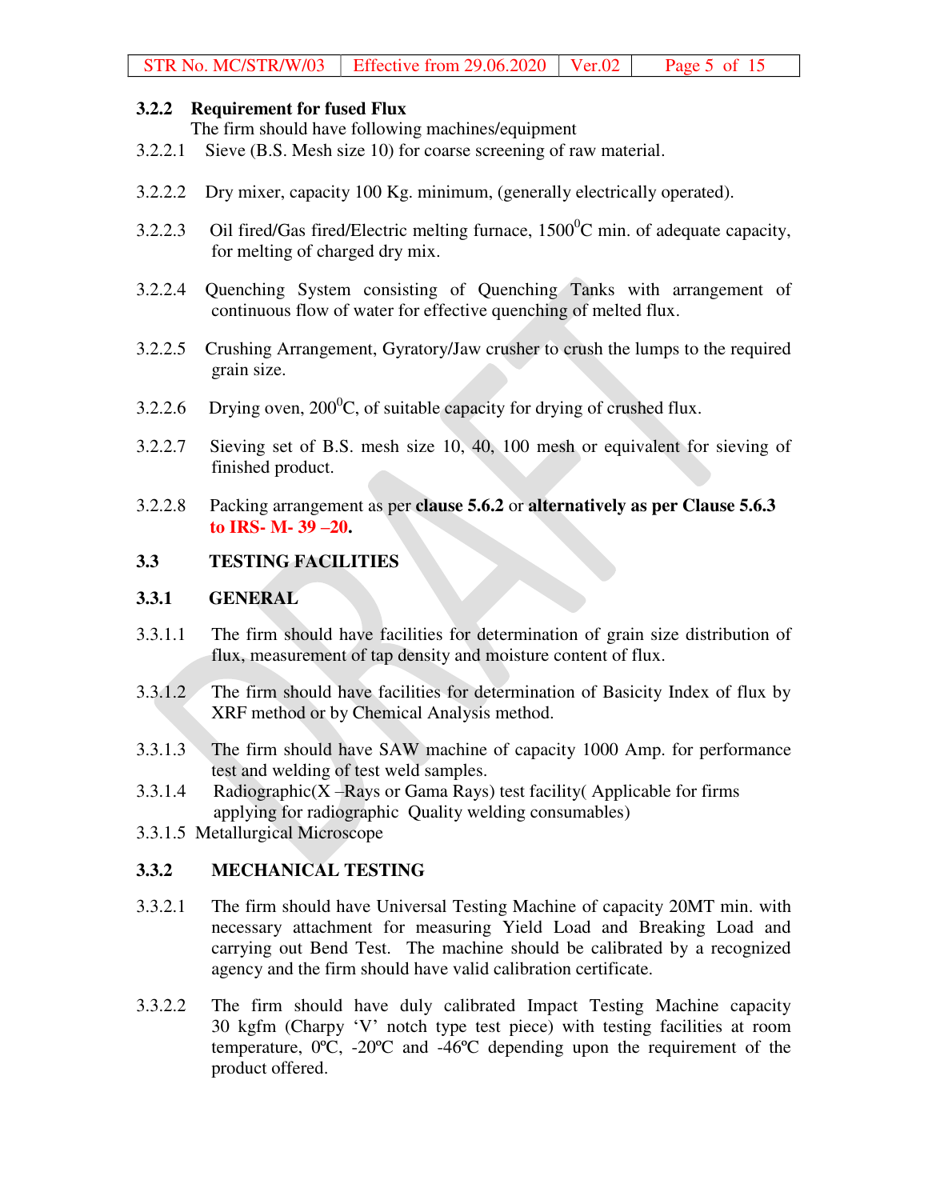### 3.2.2 Requirement for fused Flux

The firm should have following machines/equipment

3.2.2.1 Sieve (B.S. Mesh size 10) for coarse screening of raw material.

3.2.2.2 Dry mixer, capacity 100 Kg. minimum, (generally electrically operated).

3.2.2.3 Oil fired/Gas fired/Electric melting furnace, $1500^0$C min. of adequate capacity, for melting of charged dry mix.

3.2.2.4 Quenching System consisting of Quenching Tanks with arrangement of continuous flow of water for effective quenching of melted flux.

3.2.2.5 Crushing Arrangement, Gyratory/Jaw crusher to crush the lumps to the required grain size.

3.2.2.6 Drying oven, $200^0$C, of suitable capacity for drying of crushed flux.

3.2.2.7 Sieving set of B.S. mesh size 10, 40, 100 mesh or equivalent for sieving of finished product.

3.2.2.8 Packing arrangement as per **clause 5.6.2** or **alternatively as per Clause 5.6.3 to IRS- M- 39 –20.**

## 3.3 TESTING FACILITIES

### 3.3.1 GENERAL

3.3.1.1 The firm should have facilities for determination of grain size distribution of flux, measurement of tap density and moisture content of flux.

3.3.1.2 The firm should have facilities for determination of Basicity Index of flux by XRF method or by Chemical Analysis method.

3.3.1.3 The firm should have SAW machine of capacity 1000 Amp. for performance test and welding of test weld samples.

3.3.1.4 Radiographic(X –Rays or Gama Rays) test facility( Applicable for firms applying for radiographic Quality welding consumables)

3.3.1.5 Metallurgical Microscope

### 3.3.2 MECHANICAL TESTING

3.3.2.1 The firm should have Universal Testing Machine of capacity 20MT min. with necessary attachment for measuring Yield Load and Breaking Load and carrying out Bend Test. The machine should be calibrated by a recognized agency and the firm should have valid calibration certificate.

3.3.2.2 The firm should have duly calibrated Impact Testing Machine capacity 30 kgfm (Charpy 'V' notch type test piece) with testing facilities at room temperature, 0ºC, -20ºC and -46ºC depending upon the requirement of the product offered.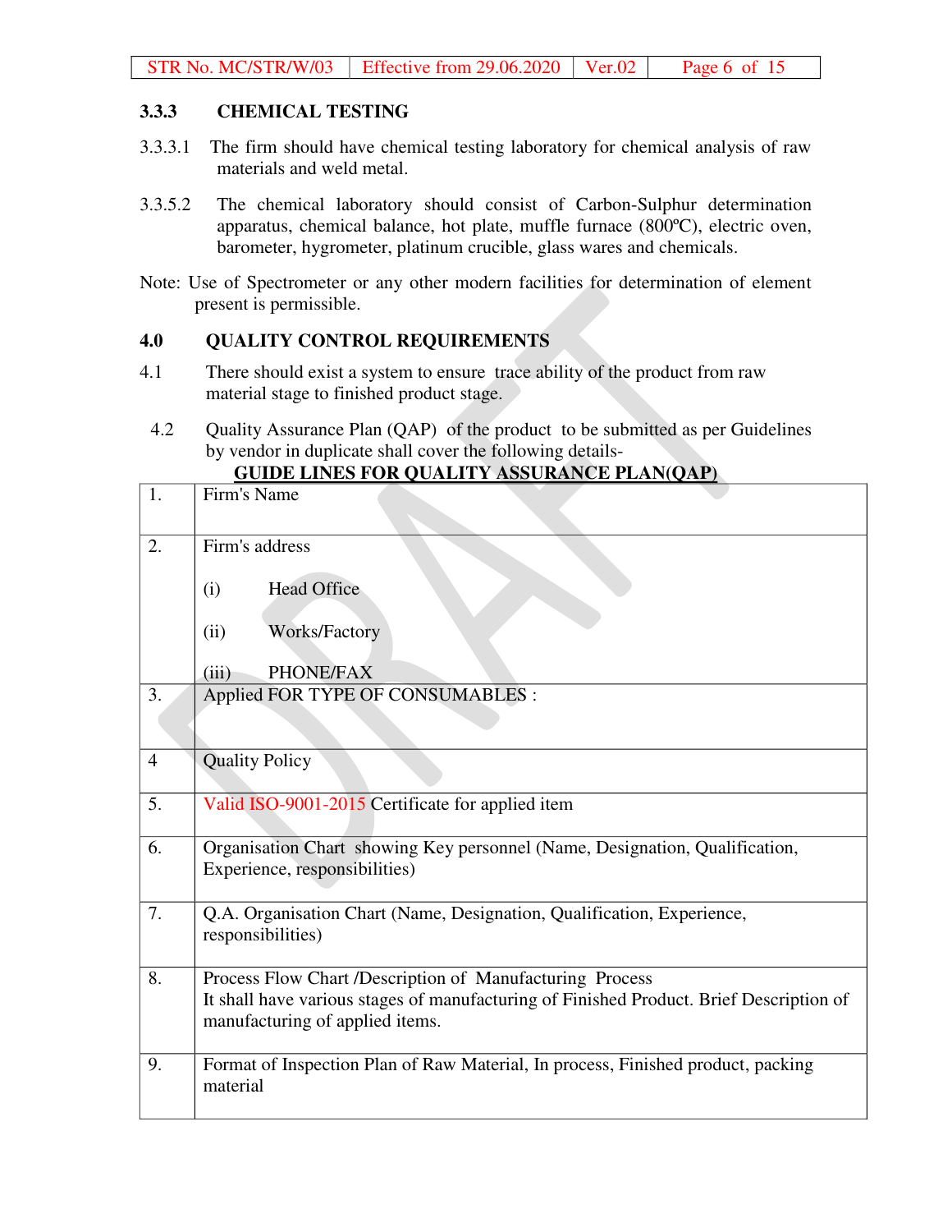### 3.3.3 CHEMICAL TESTING

3.3.3.1 The firm should have chemical testing laboratory for chemical analysis of raw materials and weld metal.

3.3.5.2 The chemical laboratory should consist of Carbon-Sulphur determination apparatus, chemical balance, hot plate, muffle furnace (800ºC), electric oven, barometer, hygrometer, platinum crucible, glass wares and chemicals.

Note: Use of Spectrometer or any other modern facilities for determination of element present is permissible.

## 4.0 QUALITY CONTROL REQUIREMENTS

4.1 There should exist a system to ensure trace ability of the product from raw material stage to finished product stage.

4.2 Quality Assurance Plan (QAP) of the product to be submitted as per Guidelines by vendor in duplicate shall cover the following details-

**GUIDE LINES FOR QUALITY ASSURANCE PLAN(QAP)**

| | |
|---|---|
| 1. | Firm's Name |
| 2. | Firm's address<br><br>(i) Head Office<br><br>(ii) Works/Factory<br><br>(iii) PHONE/FAX |
| 3. | Applied FOR TYPE OF CONSUMABLES : |
| 4 | Quality Policy |
| 5. | Valid ISO-9001-2015 Certificate for applied item |
| 6. | Organisation Chart showing Key personnel (Name, Designation, Qualification, Experience, responsibilities) |
| 7. | Q.A. Organisation Chart (Name, Designation, Qualification, Experience, responsibilities) |
| 8. | Process Flow Chart /Description of Manufacturing Process<br>It shall have various stages of manufacturing of Finished Product. Brief Description of manufacturing of applied items. |
| 9. | Format of Inspection Plan of Raw Material, In process, Finished product, packing material |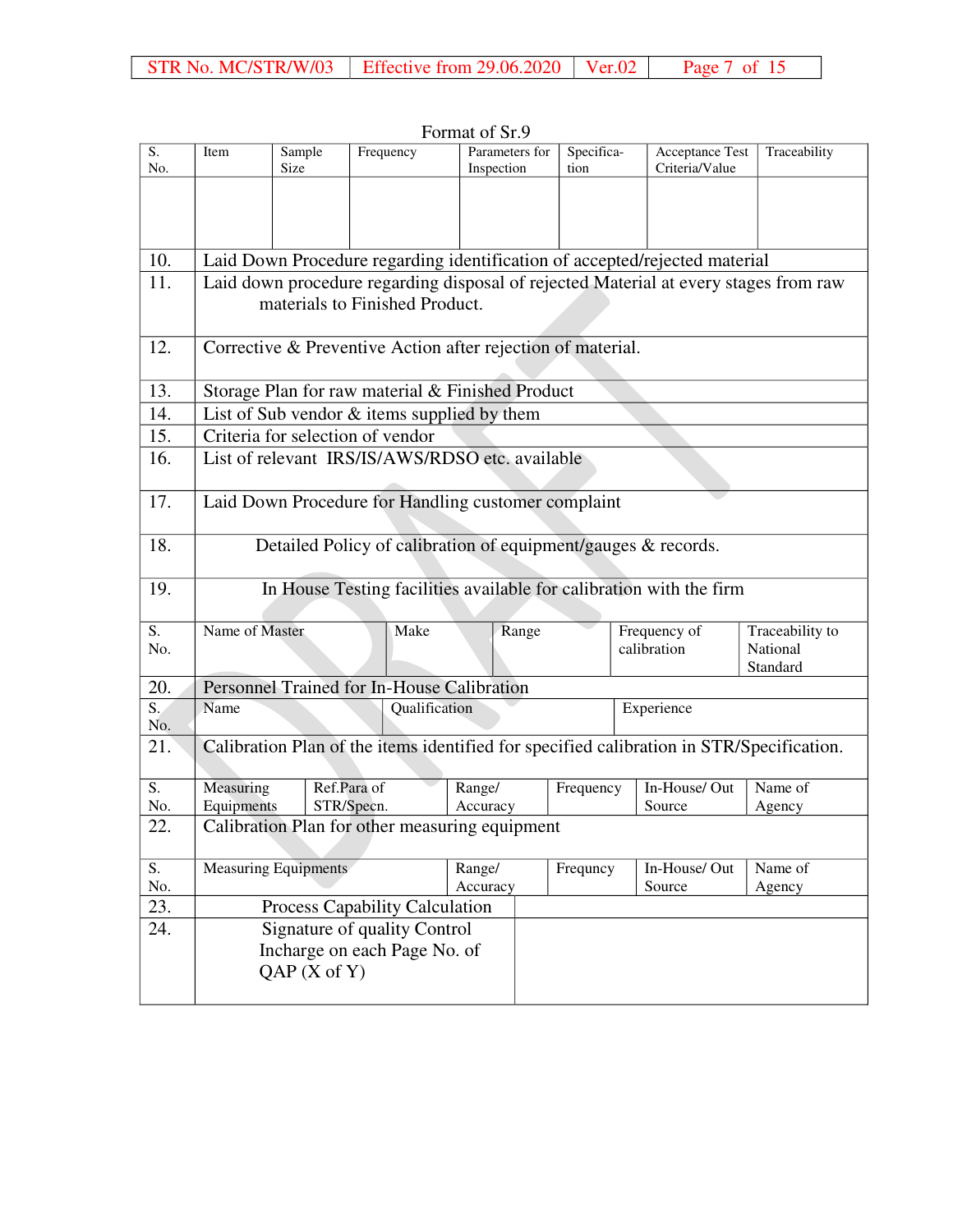Format of Sr.9

| S. No. | Item | Sample Size | Frequency | Parameters for Inspection | Specification | Acceptance Test Criteria/Value | Traceability |
|---|---|---|---|---|---|---|---|
| | | | | | | | |

10. Laid Down Procedure regarding identification of accepted/rejected material

11. Laid down procedure regarding disposal of rejected Material at every stages from raw materials to Finished Product.

12. Corrective & Preventive Action after rejection of material.

13. Storage Plan for raw material & Finished Product

14. List of Sub vendor & items supplied by them

15. Criteria for selection of vendor

16. List of relevant IRS/IS/AWS/RDSO etc. available

17. Laid Down Procedure for Handling customer complaint

18. Detailed Policy of calibration of equipment/gauges & records.

19. In House Testing facilities available for calibration with the firm

| S. No. | Name of Master | Make | Range | Frequency of calibration | Traceability to National Standard |
|---|---|---|---|---|---|

20. Personnel Trained for In-House Calibration

| S. No. | Name | Qualification | Experience |
|---|---|---|---|

21. Calibration Plan of the items identified for specified calibration in STR/Specification.

| S. No. | Measuring Equipments | Ref.Para of STR/Specn. | Range/ Accuracy | Frequency | In-House/ Out Source | Name of Agency |
|---|---|---|---|---|---|---|

22. Calibration Plan for other measuring equipment

| S. No. | Measuring Equipments | Range/ Accuracy | Frequncy | In-House/ Out Source | Name of Agency |
|---|---|---|---|---|---|

23. Process Capability Calculation

24. Signature of quality Control Incharge on each Page No. of QAP (X of Y)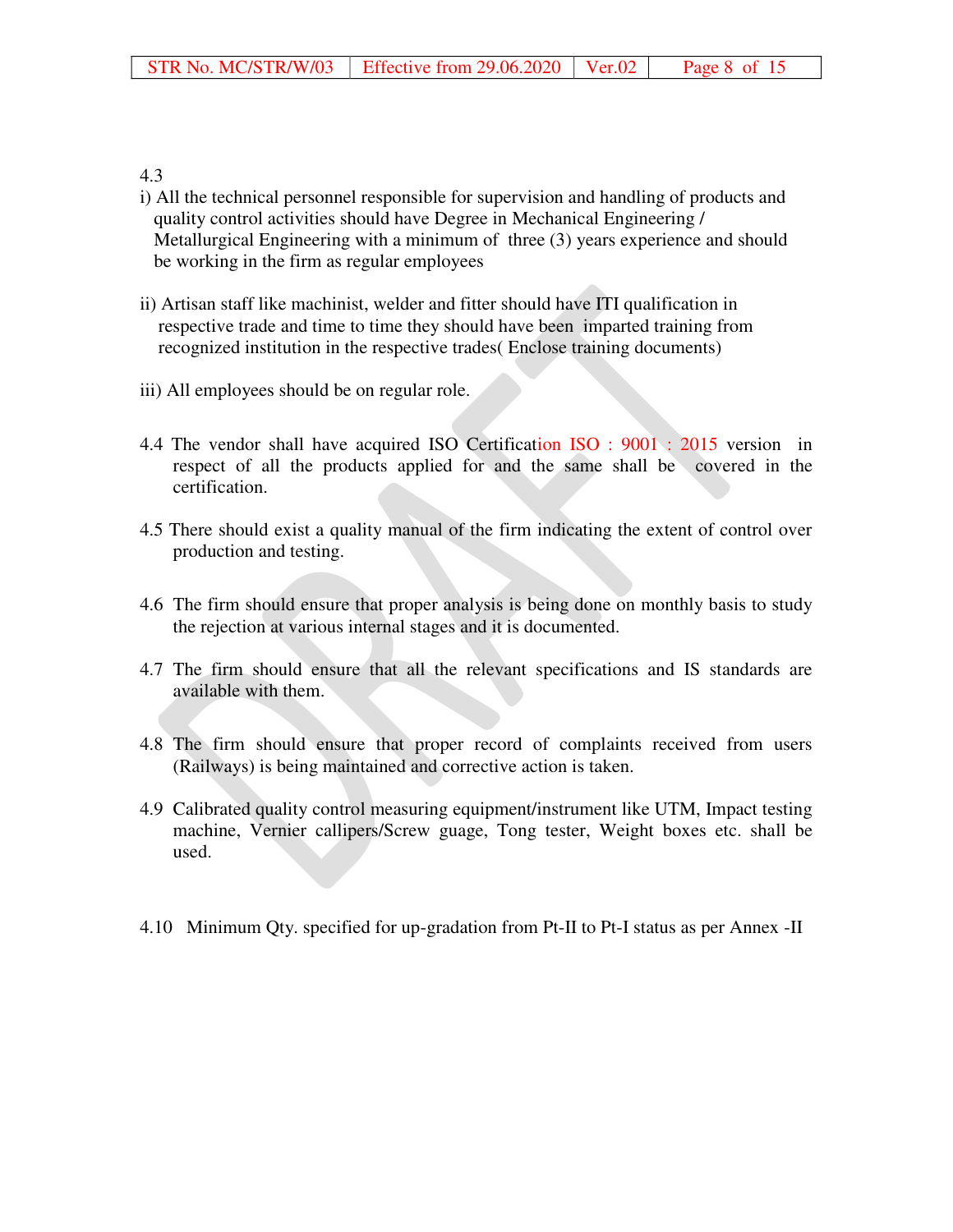4.3

i) All the technical personnel responsible for supervision and handling of products and quality control activities should have Degree in Mechanical Engineering / Metallurgical Engineering with a minimum of three (3) years experience and should be working in the firm as regular employees

ii) Artisan staff like machinist, welder and fitter should have ITI qualification in respective trade and time to time they should have been imparted training from recognized institution in the respective trades( Enclose training documents)

iii) All employees should be on regular role.

4.4 The vendor shall have acquired ISO Certification ISO : 9001 : 2015 version in respect of all the products applied for and the same shall be covered in the certification.

4.5 There should exist a quality manual of the firm indicating the extent of control over production and testing.

4.6 The firm should ensure that proper analysis is being done on monthly basis to study the rejection at various internal stages and it is documented.

4.7 The firm should ensure that all the relevant specifications and IS standards are available with them.

4.8 The firm should ensure that proper record of complaints received from users (Railways) is being maintained and corrective action is taken.

4.9 Calibrated quality control measuring equipment/instrument like UTM, Impact testing machine, Vernier callipers/Screw guage, Tong tester, Weight boxes etc. shall be used.

4.10 Minimum Qty. specified for up-gradation from Pt-II to Pt-I status as per Annex -II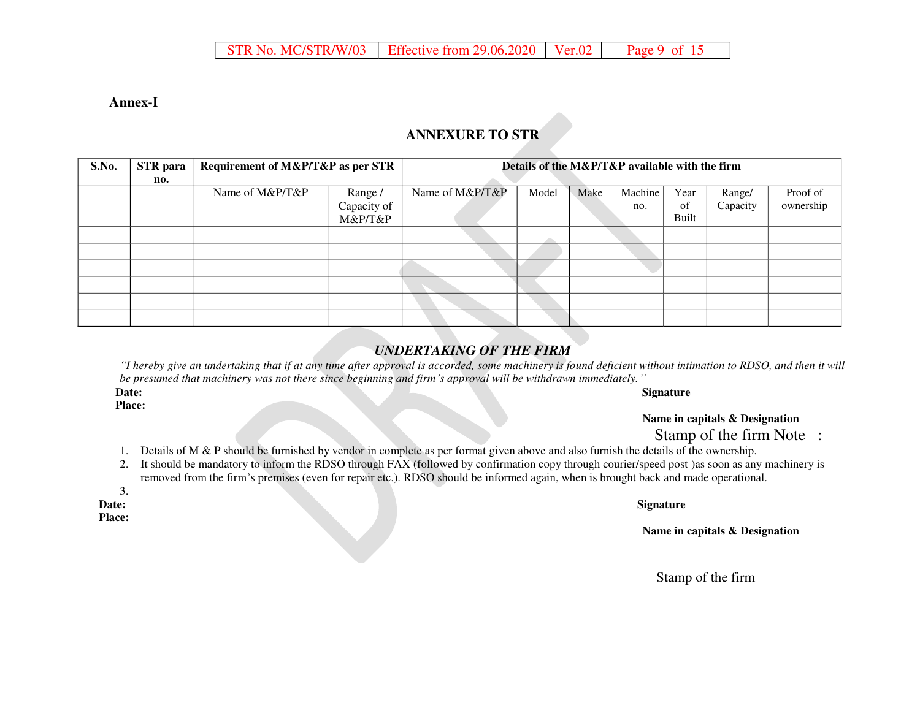**Annex-I**

## ANNEXURE TO STR

| S.No. | STR para no. | Requirement of M&P/T&P as per STR | | Details of the M&P/T&P available with the firm | | | | | | |
|---|---|---|---|---|---|---|---|---|---|---|
| | | Name of M&P/T&P | Range / Capacity of M&P/T&P | Name of M&P/T&P | Model | Make | Machine no. | Year of Built | Range/ Capacity | Proof of ownership |
| | | | | | | | | | | |
| | | | | | | | | | | |
| | | | | | | | | | | |
| | | | | | | | | | | |
| | | | | | | | | | | |
| | | | | | | | | | | |

### *UNDERTAKING OF THE FIRM*

*"I hereby give an undertaking that if at any time after approval is accorded, some machinery is found deficient without intimation to RDSO, and then it will be presumed that machinery was not there since beginning and firm's approval will be withdrawn immediately.''*

**Date:**
**Place:**

**Signature**

**Name in capitals & Designation**

Stamp of the firm Note :

1. Details of M & P should be furnished by vendor in complete as per format given above and also furnish the details of the ownership.
2. It should be mandatory to inform the RDSO through FAX (followed by confirmation copy through courier/speed post )as soon as any machinery is removed from the firm's premises (even for repair etc.). RDSO should be informed again, when is brought back and made operational.
3. 

**Date:**
**Place:**

**Signature**

**Name in capitals & Designation**

Stamp of the firm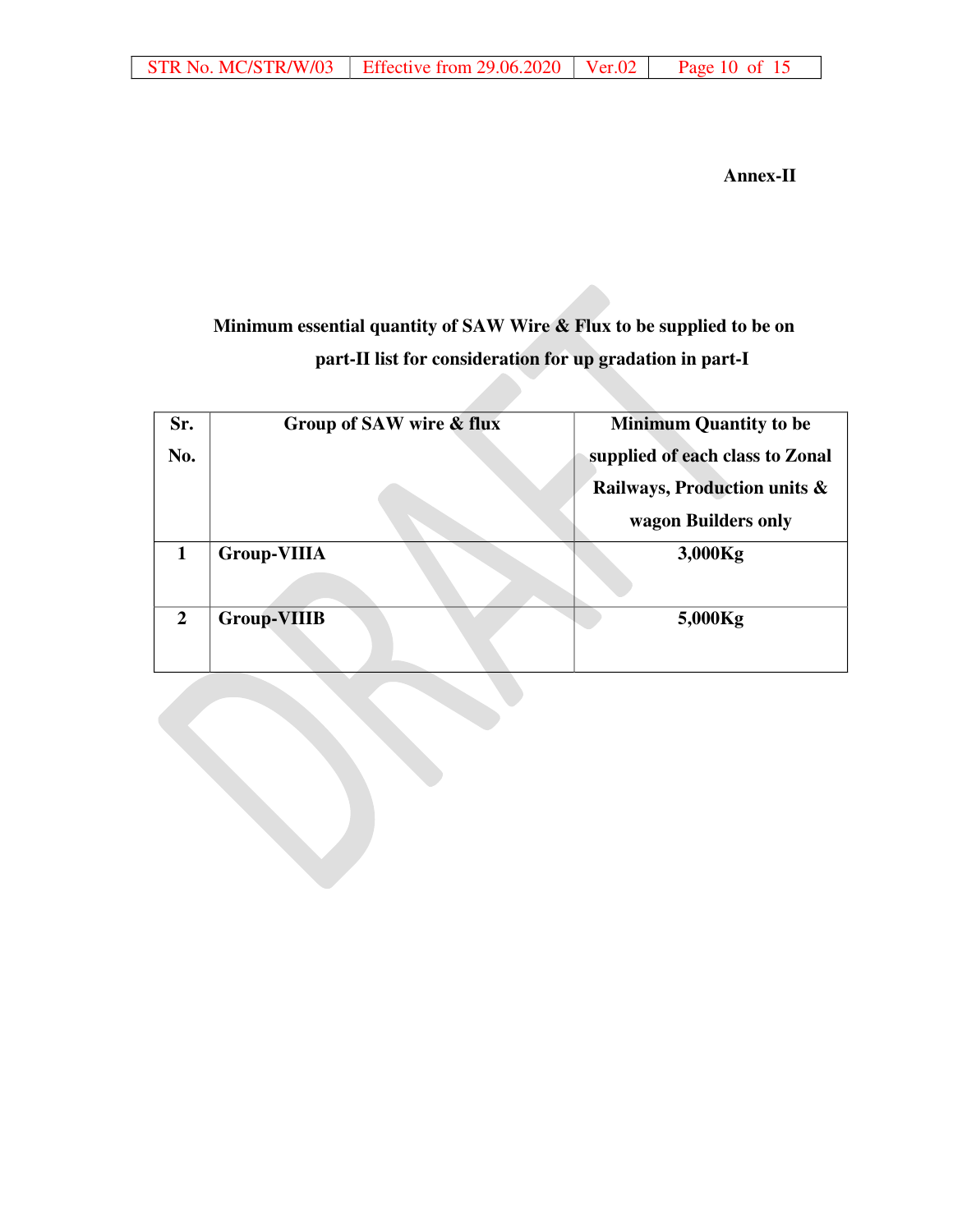**Annex-II**

**Minimum essential quantity of SAW Wire & Flux to be supplied to be on part-II list for consideration for up gradation in part-I**

| Sr. No. | Group of SAW wire & flux | Minimum Quantity to be supplied of each class to Zonal Railways, Production units & wagon Builders only |
|---|---|---|
| 1 | Group-VIIIA | 3,000Kg |
| 2 | Group-VIIIB | 5,000Kg |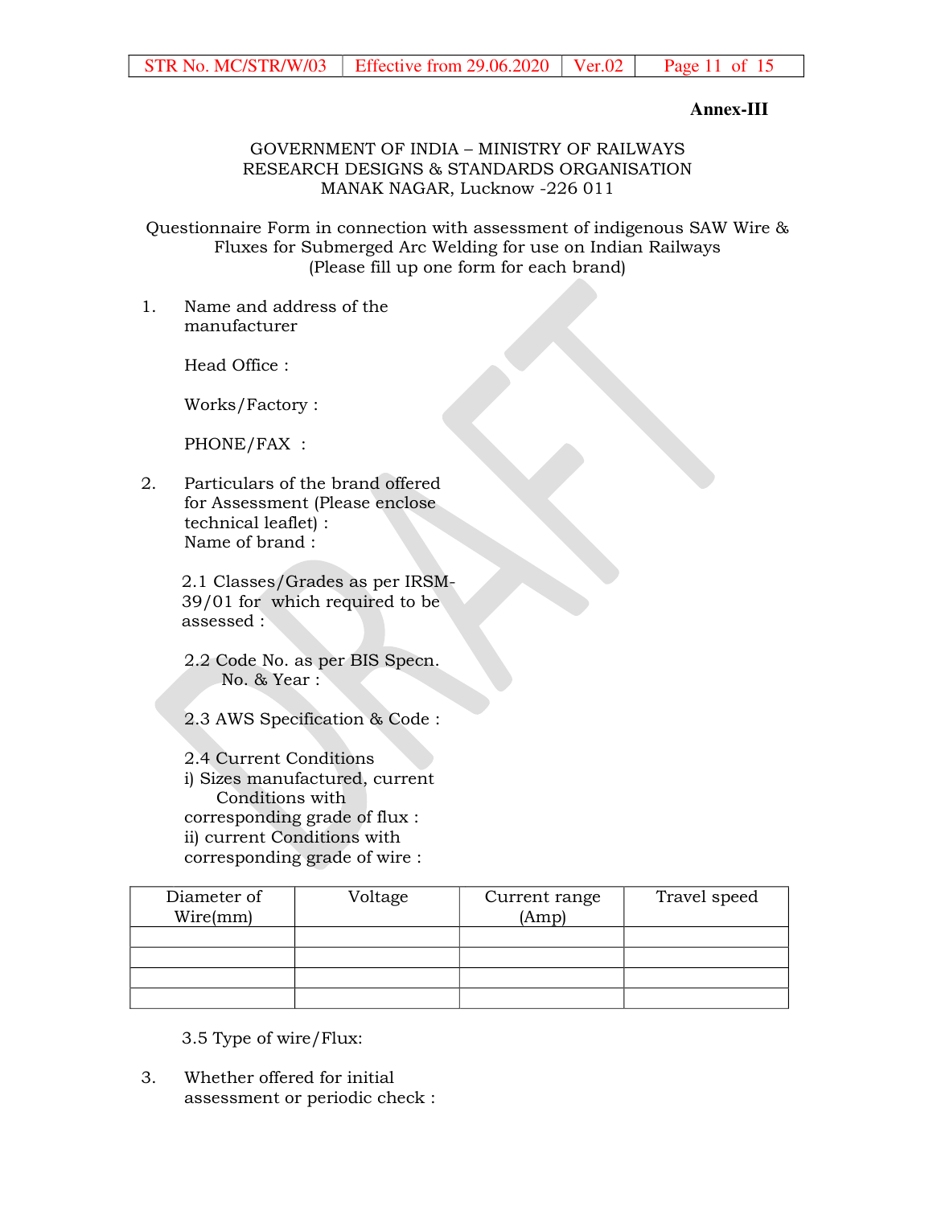**Annex-III**

GOVERNMENT OF INDIA – MINISTRY OF RAILWAYS
RESEARCH DESIGNS & STANDARDS ORGANISATION
MANAK NAGAR, Lucknow -226 011

Questionnaire Form in connection with assessment of indigenous SAW Wire & Fluxes for Submerged Arc Welding for use on Indian Railways
(Please fill up one form for each brand)

1. Name and address of the manufacturer

   Head Office :

   Works/Factory :

   PHONE/FAX :

2. Particulars of the brand offered for Assessment (Please enclose technical leaflet) :
   Name of brand :

   2.1 Classes/Grades as per IRSM-39/01 for which required to be assessed :

   2.2 Code No. as per BIS Specn. No. & Year :

   2.3 AWS Specification & Code :

   2.4 Current Conditions
   i) Sizes manufactured, current Conditions with corresponding grade of flux :
   ii) current Conditions with corresponding grade of wire :

| Diameter of Wire(mm) | Voltage | Current range (Amp) | Travel speed |
|---|---|---|---|
| | | | |
| | | | |
| | | | |
| | | | |

   3.5 Type of wire/Flux:

3. Whether offered for initial assessment or periodic check :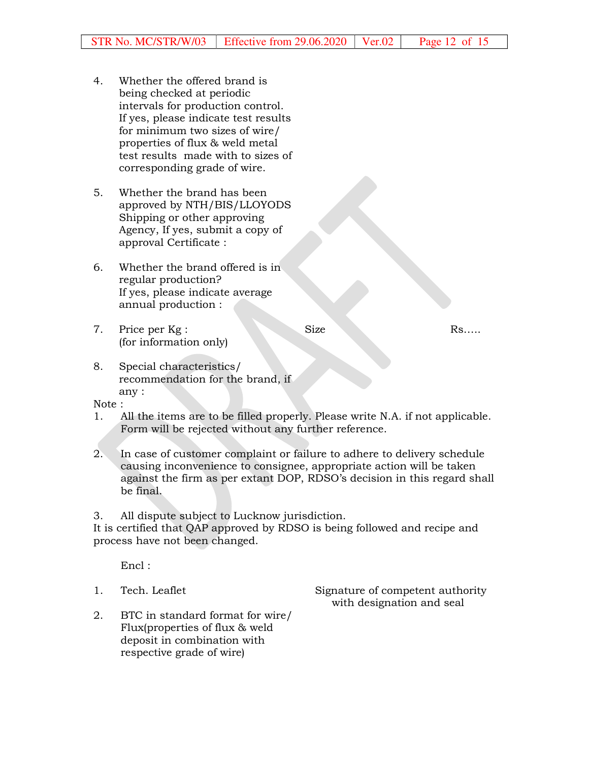4. Whether the offered brand is being checked at periodic intervals for production control. If yes, please indicate test results for minimum two sizes of wire/ properties of flux & weld metal test results made with to sizes of corresponding grade of wire.

5. Whether the brand has been approved by NTH/BIS/LLOYODS Shipping or other approving Agency, If yes, submit a copy of approval Certificate :

6. Whether the brand offered is in regular production? If yes, please indicate average annual production :

7. Price per Kg : (for information only) Size Rs…..

8. Special characteristics/ recommendation for the brand, if any :

Note :

1. All the items are to be filled properly. Please write N.A. if not applicable. Form will be rejected without any further reference.

2. In case of customer complaint or failure to adhere to delivery schedule causing inconvenience to consignee, appropriate action will be taken against the firm as per extant DOP, RDSO's decision in this regard shall be final.

3. All dispute subject to Lucknow jurisdiction.

It is certified that QAP approved by RDSO is being followed and recipe and process have not been changed.

Encl :

1. Tech. Leaflet
2. BTC in standard format for wire/ Flux(properties of flux & weld deposit in combination with respective grade of wire)

Signature of competent authority with designation and seal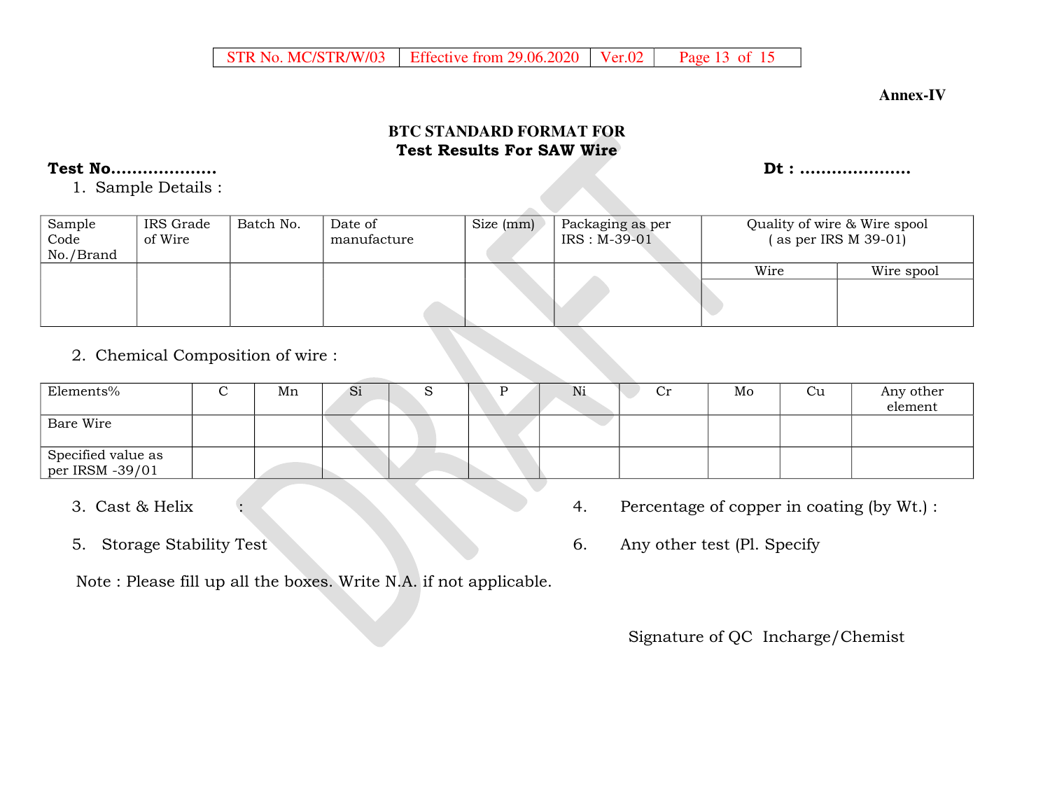**Annex-IV**

## BTC STANDARD FORMAT FOR
## Test Results For SAW Wire

**Test No………………..** **Dt : …………………**

1. Sample Details :

| Sample Code No./Brand | IRS Grade of Wire | Batch No. | Date of manufacture | Size (mm) | Packaging as per IRS : M-39-01 | Quality of wire & Wire spool ( as per IRS M 39-01) | |
|---|---|---|---|---|---|---|---|
| | | | | | | Wire | Wire spool |
| | | | | | | | |

2. Chemical Composition of wire :

| Elements% | C | Mn | Si | S | P | Ni | Cr | Mo | Cu | Any other element |
|---|---|---|---|---|---|---|---|---|---|---|
| Bare Wire | | | | | | | | | | |
| Specified value as per IRSM -39/01 | | | | | | | | | | |

3. Cast & Helix :

4. Percentage of copper in coating (by Wt.) :

5. Storage Stability Test

6. Any other test (Pl. Specify

Note : Please fill up all the boxes. Write N.A. if not applicable.

Signature of QC Incharge/Chemist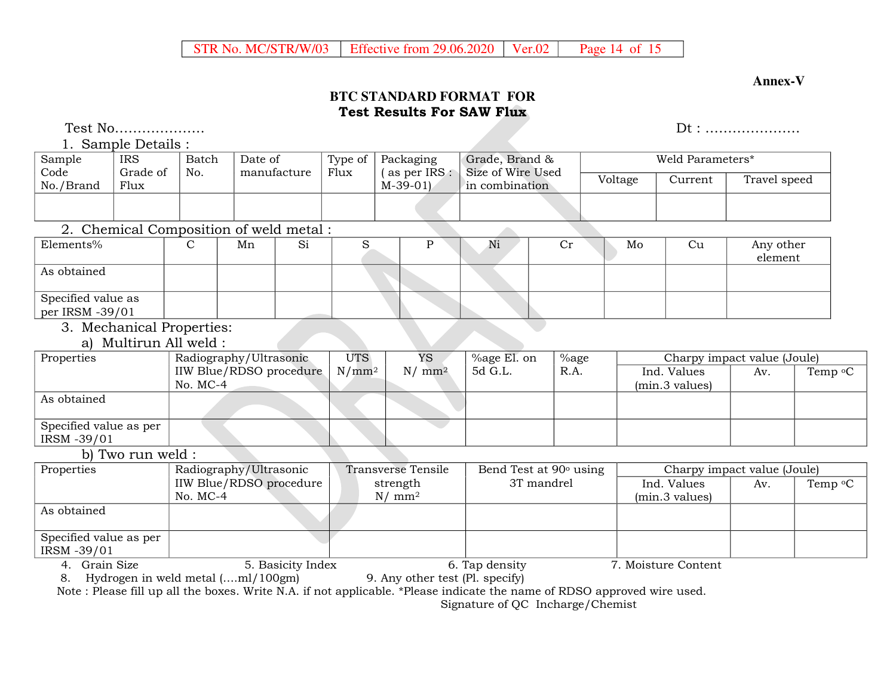**Annex-V**

## BTC STANDARD FORMAT FOR
## Test Results For SAW Flux

Test No………………… Dt : …………………

1. Sample Details :

| Sample Code No./Brand | IRS Grade of Flux | Batch No. | Date of manufacture | Type of Flux | Packaging ( as per IRS : M-39-01) | Grade, Brand & Size of Wire Used in combination | Weld Parameters* | | |
|---|---|---|---|---|---|---|---|---|---|
| | | | | | | | Voltage | Current | Travel speed |
| | | | | | | | | | |

2. Chemical Composition of weld metal :

| Elements% | C | Mn | Si | S | P | Ni | Cr | Mo | Cu | Any other element |
|---|---|---|---|---|---|---|---|---|---|---|
| As obtained | | | | | | | | | | |
| Specified value as per IRSM -39/01 | | | | | | | | | | |

3. Mechanical Properties:

a) Multirun All weld :

| Properties | Radiography/Ultrasonic IIW Blue/RDSO procedure No. MC-4 | UTS N/mm² | YS N/ mm² | %age El. on 5d G.L. | %age R.A. | Charpy impact value (Joule) | | |
|---|---|---|---|---|---|---|---|---|
| | | | | | | Ind. Values (min.3 values) | Av. | Temp ºC |
| As obtained | | | | | | | | |
| Specified value as per IRSM -39/01 | | | | | | | | |

b) Two run weld :

| Properties | Radiography/Ultrasonic IIW Blue/RDSO procedure No. MC-4 | Transverse Tensile strength N/ mm² | Bend Test at 90º using 3T mandrel | Charpy impact value (Joule) | | |
|---|---|---|---|---|---|---|
| | | | | Ind. Values (min.3 values) | Av. | Temp ºC |
| As obtained | | | | | | |
| Specified value as per IRSM -39/01 | | | | | | |

4. Grain Size 5. Basicity Index 6. Tap density 7. Moisture Content

8. Hydrogen in weld metal (….ml/100gm) 9. Any other test (Pl. specify)

Note : Please fill up all the boxes. Write N.A. if not applicable. *Please indicate the name of RDSO approved wire used.

Signature of QC Incharge/Chemist